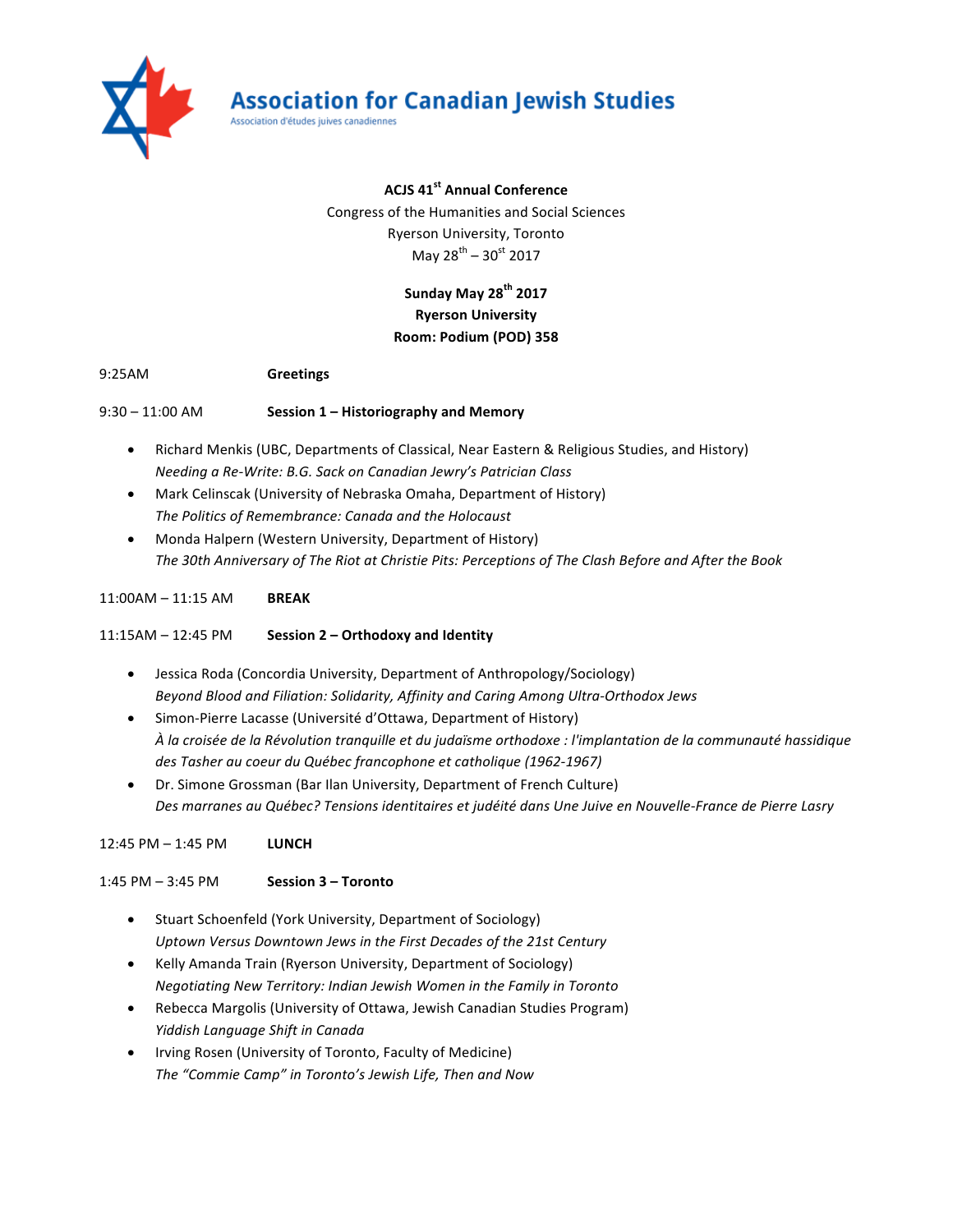# Association for Canadian Jewish Studies

Association d'études juives canadiennes

**ACJS 41st Annual Conference**

Congress of the Humanities and Social Sciences

Ryerson University, Toronto

May 28th – 30st 2017

**Sunday May 28th 2017**

**Ryerson University**

**Room: Podium (POD) 358**

9:25AM **Greetings**

9:30 – 11:00 AM **Session 1 – Historiography and Memory**

- Richard Menkis (UBC, Departments of Classical, Near Eastern & Religious Studies, and History)
  *Needing a Re-Write: B.G. Sack on Canadian Jewry's Patrician Class*
- Mark Celinscak (University of Nebraska Omaha, Department of History)
  *The Politics of Remembrance: Canada and the Holocaust*
- Monda Halpern (Western University, Department of History)
  *The 30th Anniversary of The Riot at Christie Pits: Perceptions of The Clash Before and After the Book*

11:00AM – 11:15 AM **BREAK**

11:15AM – 12:45 PM **Session 2 – Orthodoxy and Identity**

- Jessica Roda (Concordia University, Department of Anthropology/Sociology)
  *Beyond Blood and Filiation: Solidarity, Affinity and Caring Among Ultra-Orthodox Jews*
- Simon-Pierre Lacasse (Université d'Ottawa, Department of History)
  *À la croisée de la Révolution tranquille et du judaïsme orthodoxe : l'implantation de la communauté hassidique des Tasher au coeur du Québec francophone et catholique (1962-1967)*
- Dr. Simone Grossman (Bar Ilan University, Department of French Culture)
  *Des marranes au Québec? Tensions identitaires et judéité dans Une Juive en Nouvelle-France de Pierre Lasry*

12:45 PM – 1:45 PM **LUNCH**

1:45 PM – 3:45 PM **Session 3 – Toronto**

- Stuart Schoenfeld (York University, Department of Sociology)
  *Uptown Versus Downtown Jews in the First Decades of the 21st Century*
- Kelly Amanda Train (Ryerson University, Department of Sociology)
  *Negotiating New Territory: Indian Jewish Women in the Family in Toronto*
- Rebecca Margolis (University of Ottawa, Jewish Canadian Studies Program)
  *Yiddish Language Shift in Canada*
- Irving Rosen (University of Toronto, Faculty of Medicine)
  *The "Commie Camp" in Toronto's Jewish Life, Then and Now*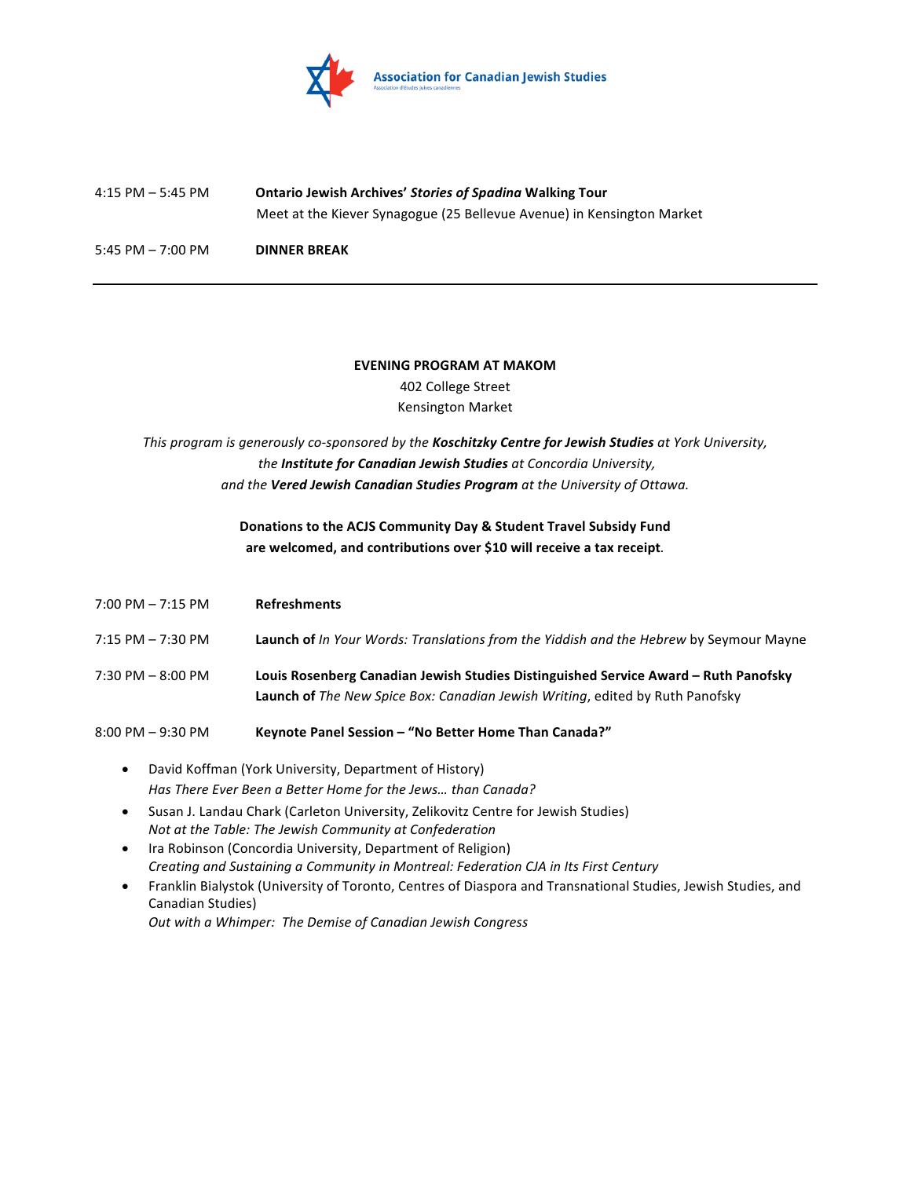4:15 PM – 5:45 PM **Ontario Jewish Archives' *Stories of Spadina* Walking Tour**
Meet at the Kiever Synagogue (25 Bellevue Avenue) in Kensington Market

5:45 PM – 7:00 PM **DINNER BREAK**

---

**EVENING PROGRAM AT MAKOM**

402 College Street
Kensington Market

*This program is generously co-sponsored by the **Koschitzky Centre for Jewish Studies** at York University, the **Institute for Canadian Jewish Studies** at Concordia University, and the **Vered Jewish Canadian Studies Program** at the University of Ottawa.*

**Donations to the ACJS Community Day & Student Travel Subsidy Fund are welcomed, and contributions over $10 will receive a tax receipt.**

7:00 PM – 7:15 PM **Refreshments**

7:15 PM – 7:30 PM **Launch of** *In Your Words: Translations from the Yiddish and the Hebrew* by Seymour Mayne

7:30 PM – 8:00 PM **Louis Rosenberg Canadian Jewish Studies Distinguished Service Award – Ruth Panofsky**
**Launch of** *The New Spice Box: Canadian Jewish Writing*, edited by Ruth Panofsky

8:00 PM – 9:30 PM **Keynote Panel Session – "No Better Home Than Canada?"**

- David Koffman (York University, Department of History)
  *Has There Ever Been a Better Home for the Jews… than Canada?*
- Susan J. Landau Chark (Carleton University, Zelikovitz Centre for Jewish Studies)
  *Not at the Table: The Jewish Community at Confederation*
- Ira Robinson (Concordia University, Department of Religion)
  *Creating and Sustaining a Community in Montreal: Federation CJA in Its First Century*
- Franklin Bialystok (University of Toronto, Centres of Diaspora and Transnational Studies, Jewish Studies, and Canadian Studies)
  *Out with a Whimper: The Demise of Canadian Jewish Congress*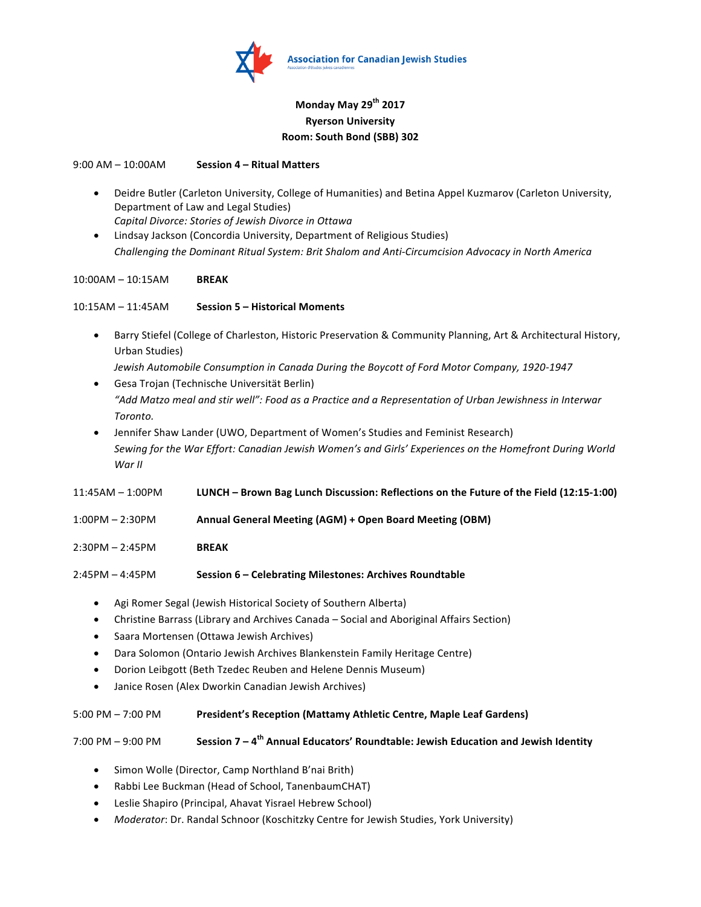Association for Canadian Jewish Studies
Association d'études juives canadiennes

**Monday May 29th 2017**
**Ryerson University**
**Room: South Bond (SBB) 302**

9:00 AM – 10:00AM **Session 4 – Ritual Matters**

- Deidre Butler (Carleton University, College of Humanities) and Betina Appel Kuzmarov (Carleton University, Department of Law and Legal Studies)
  *Capital Divorce: Stories of Jewish Divorce in Ottawa*
- Lindsay Jackson (Concordia University, Department of Religious Studies)
  *Challenging the Dominant Ritual System: Brit Shalom and Anti-Circumcision Advocacy in North America*

10:00AM – 10:15AM **BREAK**

10:15AM – 11:45AM **Session 5 – Historical Moments**

- Barry Stiefel (College of Charleston, Historic Preservation & Community Planning, Art & Architectural History, Urban Studies)
  *Jewish Automobile Consumption in Canada During the Boycott of Ford Motor Company, 1920-1947*
- Gesa Trojan (Technische Universität Berlin)
  *"Add Matzo meal and stir well": Food as a Practice and a Representation of Urban Jewishness in Interwar Toronto.*
- Jennifer Shaw Lander (UWO, Department of Women's Studies and Feminist Research)
  *Sewing for the War Effort: Canadian Jewish Women's and Girls' Experiences on the Homefront During World War II*

11:45AM – 1:00PM **LUNCH – Brown Bag Lunch Discussion: Reflections on the Future of the Field (12:15-1:00)**

1:00PM – 2:30PM **Annual General Meeting (AGM) + Open Board Meeting (OBM)**

2:30PM – 2:45PM **BREAK**

2:45PM – 4:45PM **Session 6 – Celebrating Milestones: Archives Roundtable**

- Agi Romer Segal (Jewish Historical Society of Southern Alberta)
- Christine Barrass (Library and Archives Canada – Social and Aboriginal Affairs Section)
- Saara Mortensen (Ottawa Jewish Archives)
- Dara Solomon (Ontario Jewish Archives Blankenstein Family Heritage Centre)
- Dorion Leibgott (Beth Tzedec Reuben and Helene Dennis Museum)
- Janice Rosen (Alex Dworkin Canadian Jewish Archives)

5:00 PM – 7:00 PM **President's Reception (Mattamy Athletic Centre, Maple Leaf Gardens)**

7:00 PM – 9:00 PM **Session 7 – 4th Annual Educators' Roundtable: Jewish Education and Jewish Identity**

- Simon Wolle (Director, Camp Northland B'nai Brith)
- Rabbi Lee Buckman (Head of School, TanenbaumCHAT)
- Leslie Shapiro (Principal, Ahavat Yisrael Hebrew School)
- *Moderator*: Dr. Randal Schnoor (Koschitzky Centre for Jewish Studies, York University)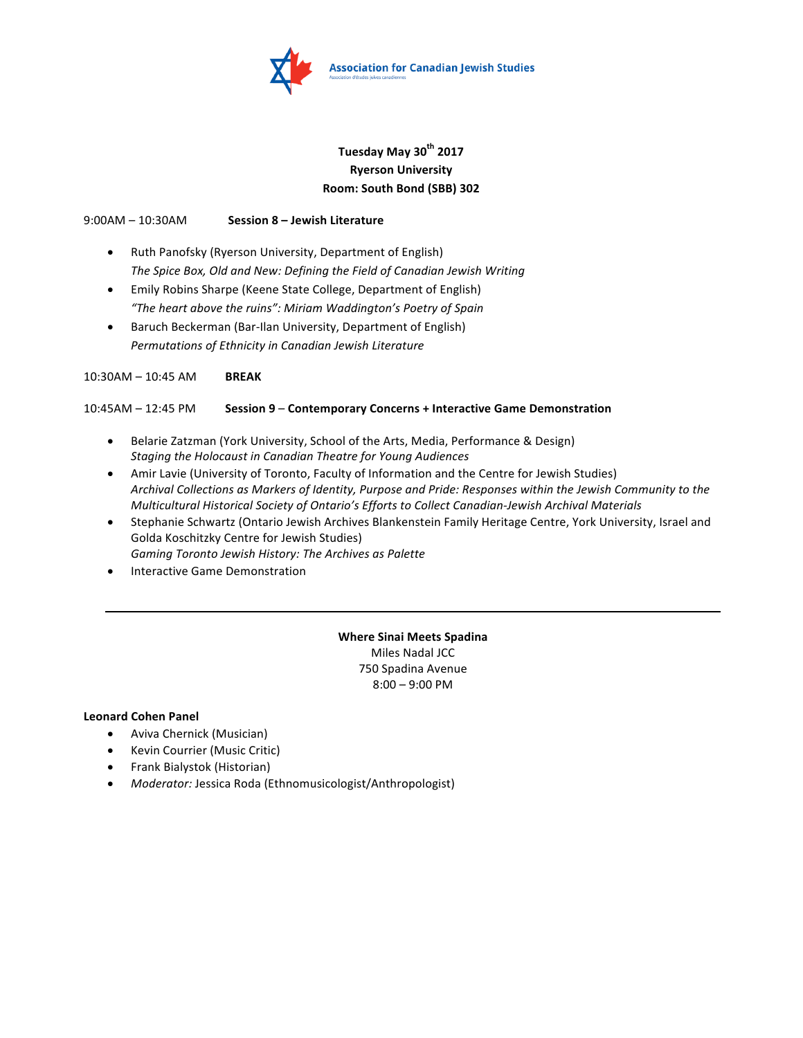Association for Canadian Jewish Studies
Association d'études juives canadiennes

**Tuesday May 30th 2017**
**Ryerson University**
**Room: South Bond (SBB) 302**

9:00AM – 10:30AM **Session 8 – Jewish Literature**

- Ruth Panofsky (Ryerson University, Department of English)
  *The Spice Box, Old and New: Defining the Field of Canadian Jewish Writing*
- Emily Robins Sharpe (Keene State College, Department of English)
  *"The heart above the ruins": Miriam Waddington's Poetry of Spain*
- Baruch Beckerman (Bar-Ilan University, Department of English)
  *Permutations of Ethnicity in Canadian Jewish Literature*

10:30AM – 10:45 AM **BREAK**

10:45AM – 12:45 PM **Session 9 – Contemporary Concerns + Interactive Game Demonstration**

- Belarie Zatzman (York University, School of the Arts, Media, Performance & Design)
  *Staging the Holocaust in Canadian Theatre for Young Audiences*
- Amir Lavie (University of Toronto, Faculty of Information and the Centre for Jewish Studies)
  *Archival Collections as Markers of Identity, Purpose and Pride: Responses within the Jewish Community to the Multicultural Historical Society of Ontario's Efforts to Collect Canadian-Jewish Archival Materials*
- Stephanie Schwartz (Ontario Jewish Archives Blankenstein Family Heritage Centre, York University, Israel and Golda Koschitzky Centre for Jewish Studies)
  *Gaming Toronto Jewish History: The Archives as Palette*
- Interactive Game Demonstration

---

**Where Sinai Meets Spadina**
Miles Nadal JCC
750 Spadina Avenue
8:00 – 9:00 PM

**Leonard Cohen Panel**

- Aviva Chernick (Musician)
- Kevin Courrier (Music Critic)
- Frank Bialystok (Historian)
- *Moderator:* Jessica Roda (Ethnomusicologist/Anthropologist)